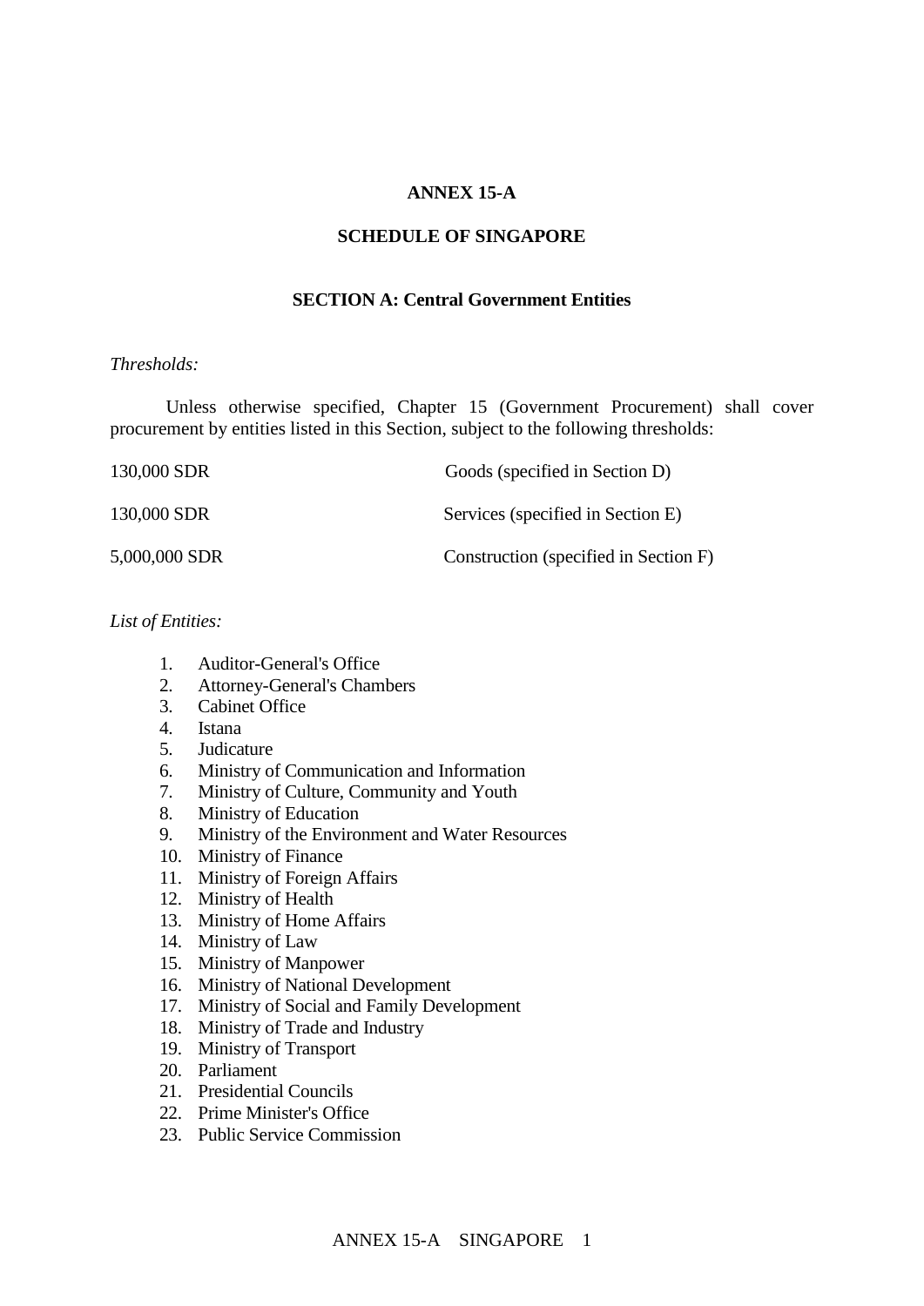# ANNEX 15-A

## SCHEDULE OF SINGAPORE

### SECTION A: Central Government Entities

*Thresholds:*

Unless otherwise specified, Chapter 15 (Government Procurement) shall cover procurement by entities listed in this Section, subject to the following thresholds:

| | |
|---|---|
| 130,000 SDR | Goods (specified in Section D) |
| 130,000 SDR | Services (specified in Section E) |
| 5,000,000 SDR | Construction (specified in Section F) |

*List of Entities:*

1. Auditor-General's Office
2. Attorney-General's Chambers
3. Cabinet Office
4. Istana
5. Judicature
6. Ministry of Communication and Information
7. Ministry of Culture, Community and Youth
8. Ministry of Education
9. Ministry of the Environment and Water Resources
10. Ministry of Finance
11. Ministry of Foreign Affairs
12. Ministry of Health
13. Ministry of Home Affairs
14. Ministry of Law
15. Ministry of Manpower
16. Ministry of National Development
17. Ministry of Social and Family Development
18. Ministry of Trade and Industry
19. Ministry of Transport
20. Parliament
21. Presidential Councils
22. Prime Minister's Office
23. Public Service Commission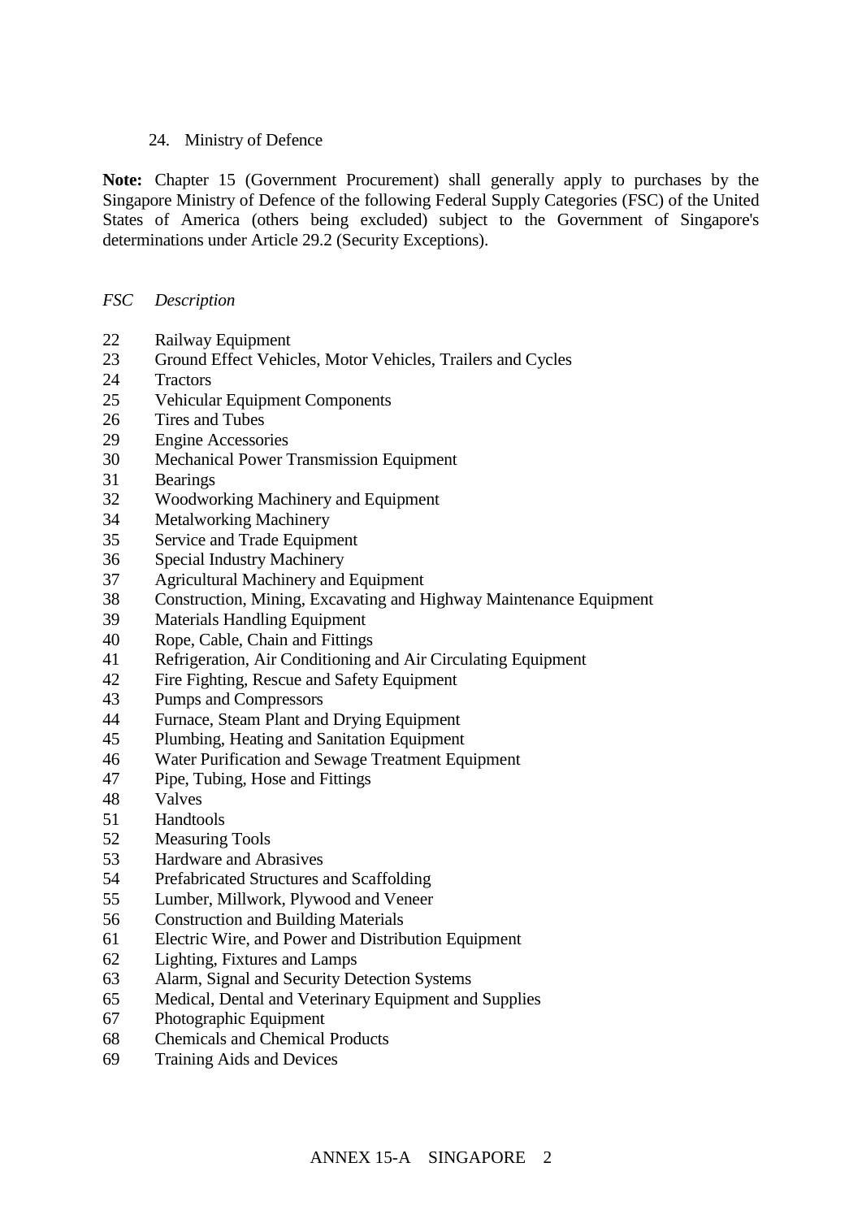24. Ministry of Defence

**Note:** Chapter 15 (Government Procurement) shall generally apply to purchases by the Singapore Ministry of Defence of the following Federal Supply Categories (FSC) of the United States of America (others being excluded) subject to the Government of Singapore's determinations under Article 29.2 (Security Exceptions).

| *FSC* | *Description* |
| --- | --- |
| 22 | Railway Equipment |
| 23 | Ground Effect Vehicles, Motor Vehicles, Trailers and Cycles |
| 24 | Tractors |
| 25 | Vehicular Equipment Components |
| 26 | Tires and Tubes |
| 29 | Engine Accessories |
| 30 | Mechanical Power Transmission Equipment |
| 31 | Bearings |
| 32 | Woodworking Machinery and Equipment |
| 34 | Metalworking Machinery |
| 35 | Service and Trade Equipment |
| 36 | Special Industry Machinery |
| 37 | Agricultural Machinery and Equipment |
| 38 | Construction, Mining, Excavating and Highway Maintenance Equipment |
| 39 | Materials Handling Equipment |
| 40 | Rope, Cable, Chain and Fittings |
| 41 | Refrigeration, Air Conditioning and Air Circulating Equipment |
| 42 | Fire Fighting, Rescue and Safety Equipment |
| 43 | Pumps and Compressors |
| 44 | Furnace, Steam Plant and Drying Equipment |
| 45 | Plumbing, Heating and Sanitation Equipment |
| 46 | Water Purification and Sewage Treatment Equipment |
| 47 | Pipe, Tubing, Hose and Fittings |
| 48 | Valves |
| 51 | Handtools |
| 52 | Measuring Tools |
| 53 | Hardware and Abrasives |
| 54 | Prefabricated Structures and Scaffolding |
| 55 | Lumber, Millwork, Plywood and Veneer |
| 56 | Construction and Building Materials |
| 61 | Electric Wire, and Power and Distribution Equipment |
| 62 | Lighting, Fixtures and Lamps |
| 63 | Alarm, Signal and Security Detection Systems |
| 65 | Medical, Dental and Veterinary Equipment and Supplies |
| 67 | Photographic Equipment |
| 68 | Chemicals and Chemical Products |
| 69 | Training Aids and Devices |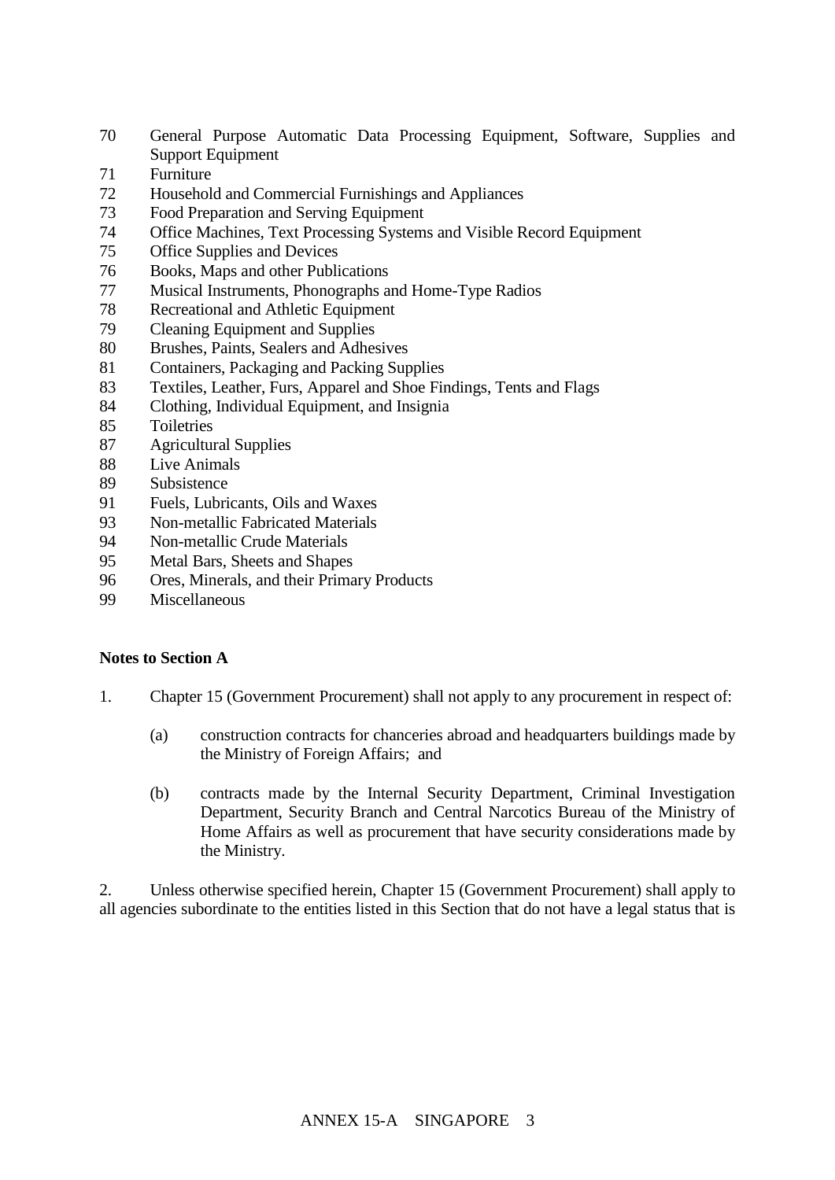70 General Purpose Automatic Data Processing Equipment, Software, Supplies and Support Equipment
71 Furniture
72 Household and Commercial Furnishings and Appliances
73 Food Preparation and Serving Equipment
74 Office Machines, Text Processing Systems and Visible Record Equipment
75 Office Supplies and Devices
76 Books, Maps and other Publications
77 Musical Instruments, Phonographs and Home-Type Radios
78 Recreational and Athletic Equipment
79 Cleaning Equipment and Supplies
80 Brushes, Paints, Sealers and Adhesives
81 Containers, Packaging and Packing Supplies
83 Textiles, Leather, Furs, Apparel and Shoe Findings, Tents and Flags
84 Clothing, Individual Equipment, and Insignia
85 Toiletries
87 Agricultural Supplies
88 Live Animals
89 Subsistence
91 Fuels, Lubricants, Oils and Waxes
93 Non-metallic Fabricated Materials
94 Non-metallic Crude Materials
95 Metal Bars, Sheets and Shapes
96 Ores, Minerals, and their Primary Products
99 Miscellaneous

**Notes to Section A**

1. Chapter 15 (Government Procurement) shall not apply to any procurement in respect of:

   (a) construction contracts for chanceries abroad and headquarters buildings made by the Ministry of Foreign Affairs; and

   (b) contracts made by the Internal Security Department, Criminal Investigation Department, Security Branch and Central Narcotics Bureau of the Ministry of Home Affairs as well as procurement that have security considerations made by the Ministry.

2. Unless otherwise specified herein, Chapter 15 (Government Procurement) shall apply to all agencies subordinate to the entities listed in this Section that do not have a legal status that is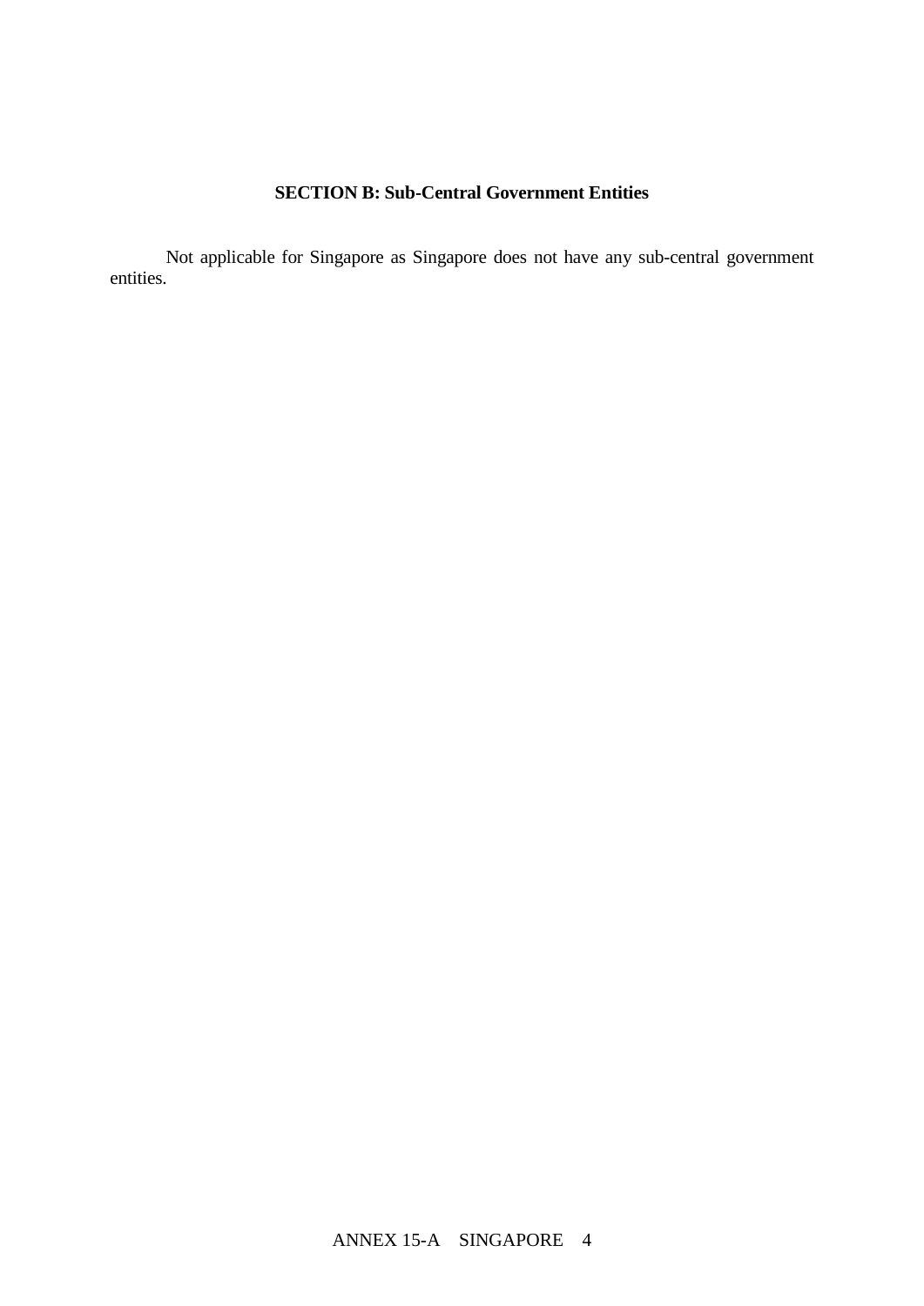**SECTION B: Sub-Central Government Entities**

Not applicable for Singapore as Singapore does not have any sub-central government entities.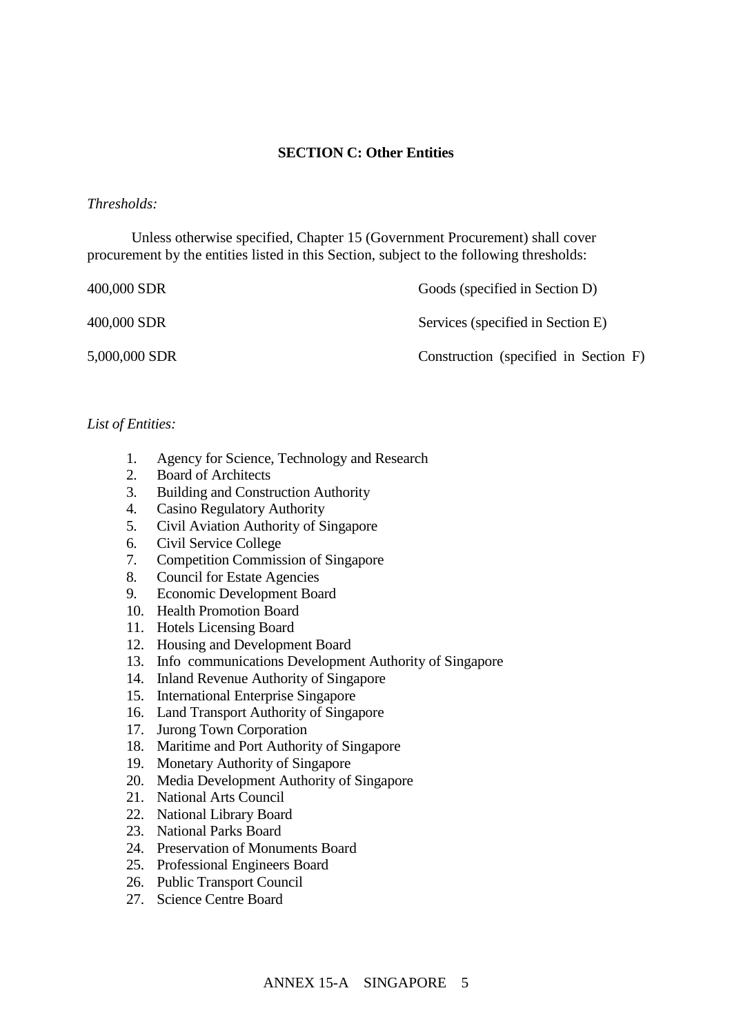**SECTION C: Other Entities**

*Thresholds:*

Unless otherwise specified, Chapter 15 (Government Procurement) shall cover procurement by the entities listed in this Section, subject to the following thresholds:

| | |
|---|---|
| 400,000 SDR | Goods (specified in Section D) |
| 400,000 SDR | Services (specified in Section E) |
| 5,000,000 SDR | Construction (specified in Section F) |

*List of Entities:*

1. Agency for Science, Technology and Research
2. Board of Architects
3. Building and Construction Authority
4. Casino Regulatory Authority
5. Civil Aviation Authority of Singapore
6. Civil Service College
7. Competition Commission of Singapore
8. Council for Estate Agencies
9. Economic Development Board
10. Health Promotion Board
11. Hotels Licensing Board
12. Housing and Development Board
13. Info communications Development Authority of Singapore
14. Inland Revenue Authority of Singapore
15. International Enterprise Singapore
16. Land Transport Authority of Singapore
17. Jurong Town Corporation
18. Maritime and Port Authority of Singapore
19. Monetary Authority of Singapore
20. Media Development Authority of Singapore
21. National Arts Council
22. National Library Board
23. National Parks Board
24. Preservation of Monuments Board
25. Professional Engineers Board
26. Public Transport Council
27. Science Centre Board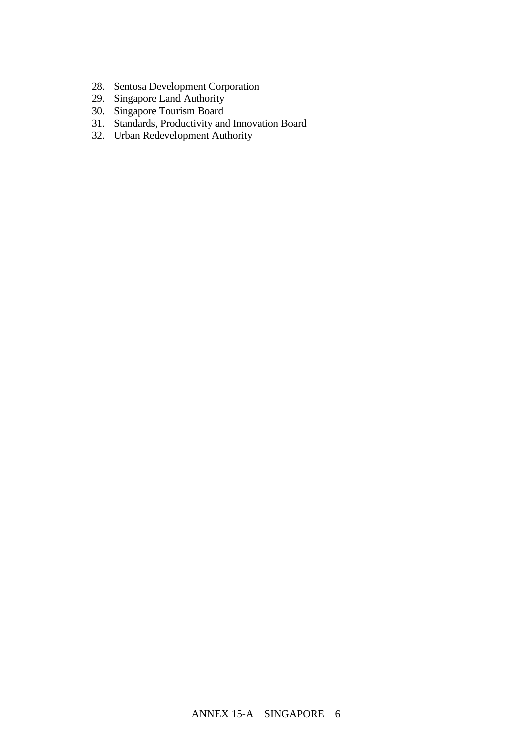28. Sentosa Development Corporation
29. Singapore Land Authority
30. Singapore Tourism Board
31. Standards, Productivity and Innovation Board
32. Urban Redevelopment Authority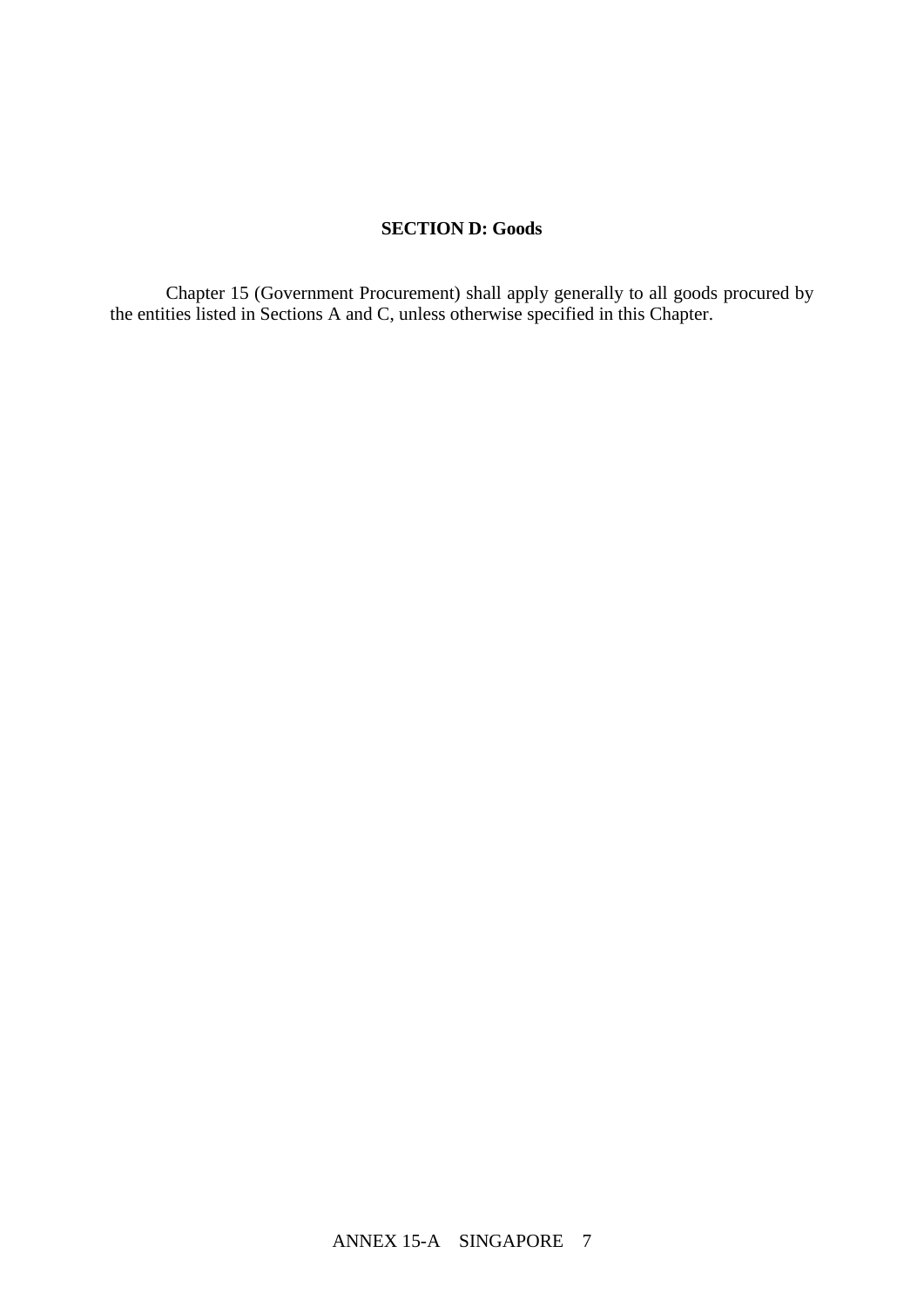## SECTION D: Goods

Chapter 15 (Government Procurement) shall apply generally to all goods procured by the entities listed in Sections A and C, unless otherwise specified in this Chapter.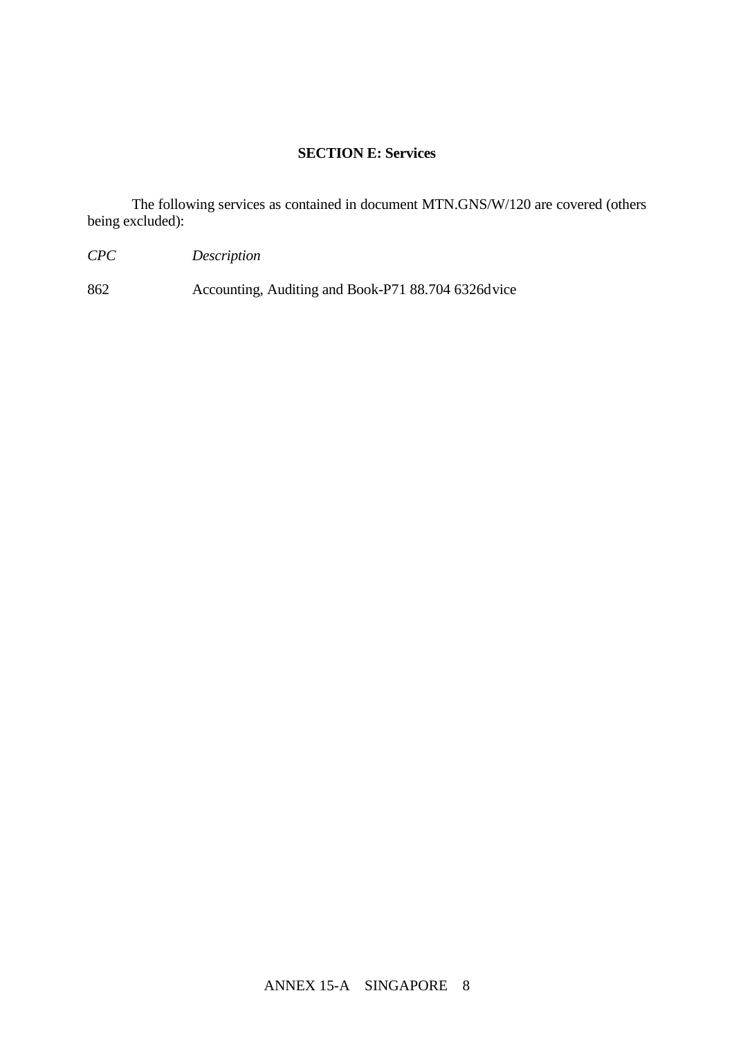**SECTION E: Services**

The following services as contained in document MTN.GNS/W/120 are covered (others being excluded):

| *CPC* | *Description* |
| --- | --- |
| 862 | Accounting, Auditing and Book-P71 88.704 6326dvice |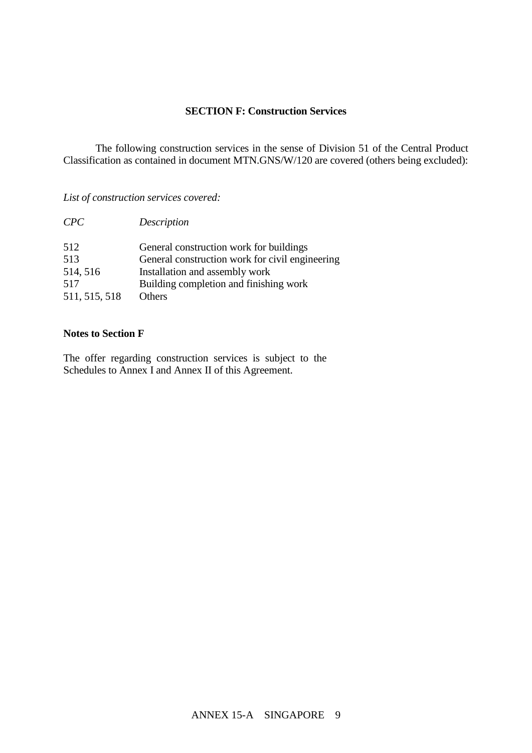**SECTION F: Construction Services**

The following construction services in the sense of Division 51 of the Central Product Classification as contained in document MTN.GNS/W/120 are covered (others being excluded):

*List of construction services covered:*

| *CPC* | *Description* |
|---|---|
| 512 | General construction work for buildings |
| 513 | General construction work for civil engineering |
| 514, 516 | Installation and assembly work |
| 517 | Building completion and finishing work |
| 511, 515, 518 | Others |

**Notes to Section F**

The offer regarding construction services is subject to the Schedules to Annex I and Annex II of this Agreement.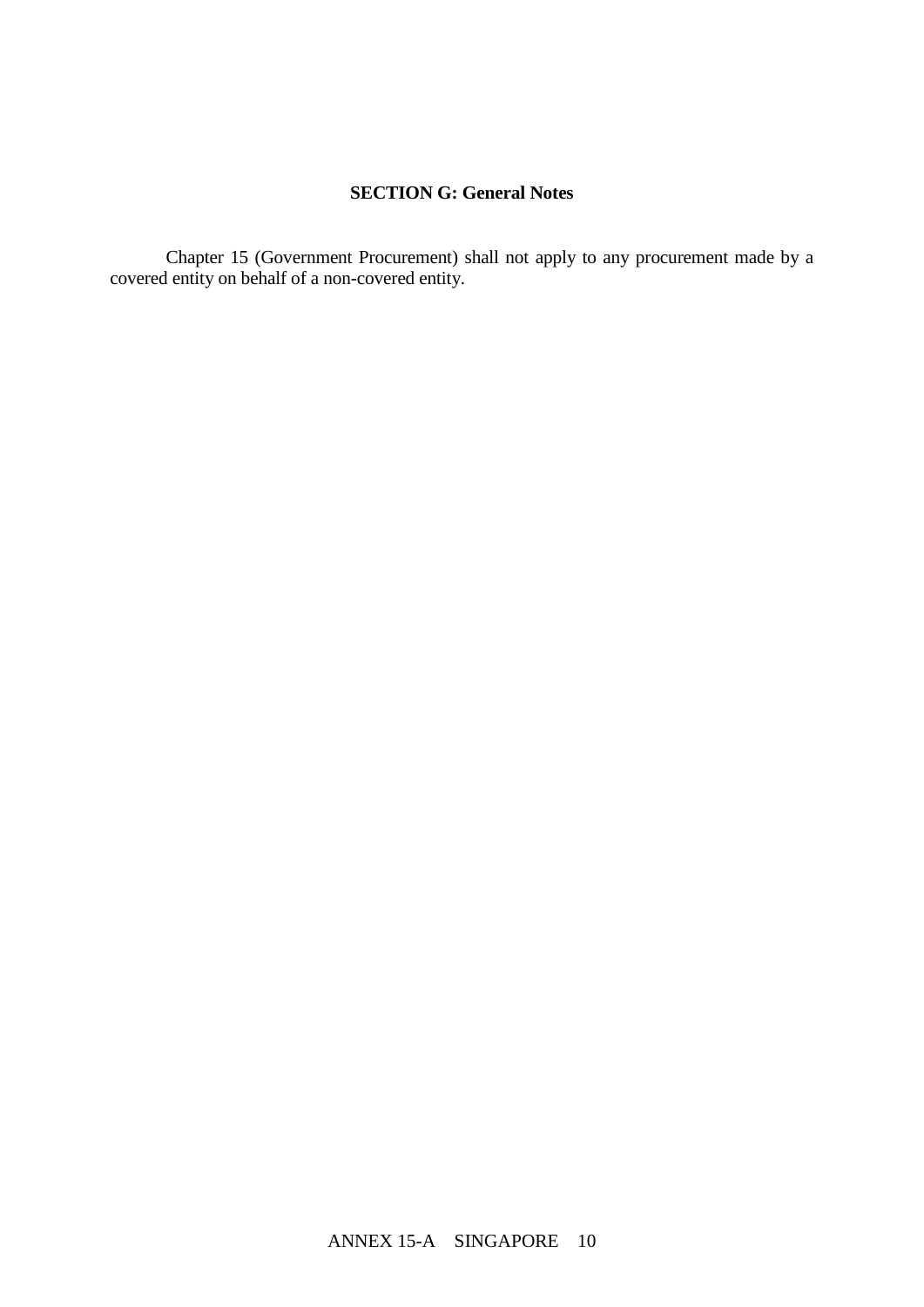## SECTION G: General Notes

Chapter 15 (Government Procurement) shall not apply to any procurement made by a covered entity on behalf of a non-covered entity.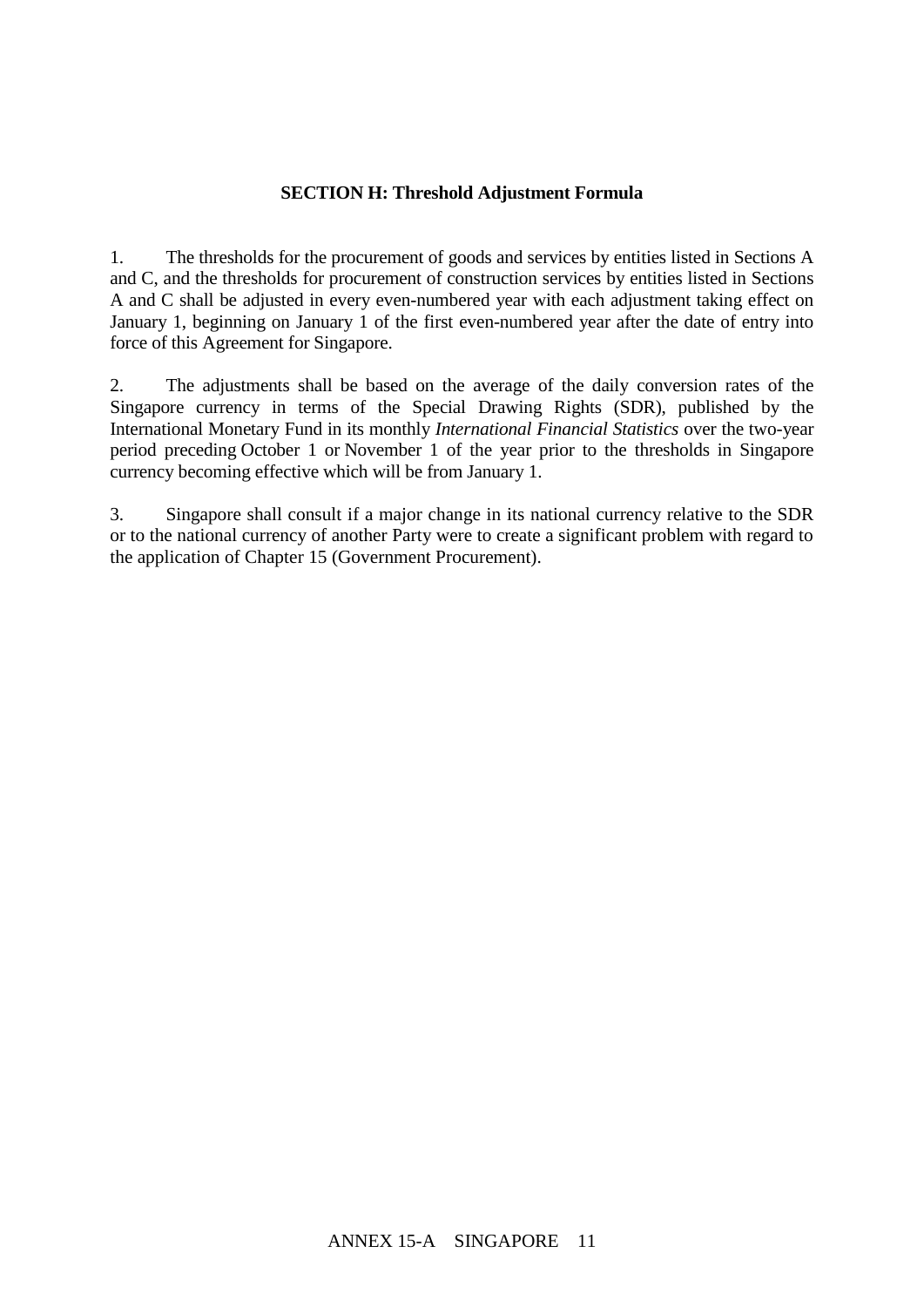**SECTION H: Threshold Adjustment Formula**

1. The thresholds for the procurement of goods and services by entities listed in Sections A and C, and the thresholds for procurement of construction services by entities listed in Sections A and C shall be adjusted in every even-numbered year with each adjustment taking effect on January 1, beginning on January 1 of the first even-numbered year after the date of entry into force of this Agreement for Singapore.

2. The adjustments shall be based on the average of the daily conversion rates of the Singapore currency in terms of the Special Drawing Rights (SDR), published by the International Monetary Fund in its monthly *International Financial Statistics* over the two-year period preceding October 1 or November 1 of the year prior to the thresholds in Singapore currency becoming effective which will be from January 1.

3. Singapore shall consult if a major change in its national currency relative to the SDR or to the national currency of another Party were to create a significant problem with regard to the application of Chapter 15 (Government Procurement).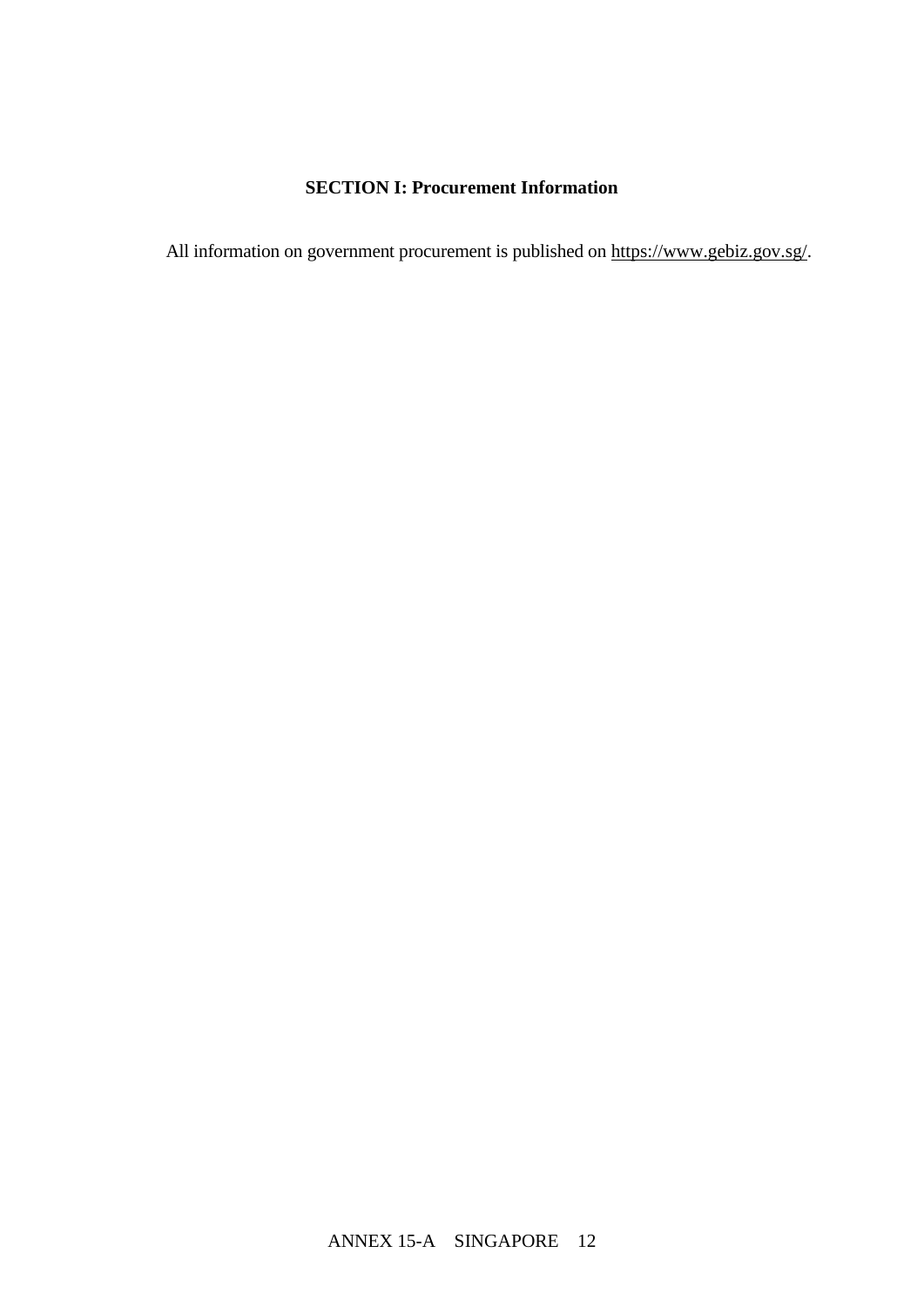## SECTION I: Procurement Information

All information on government procurement is published on https://www.gebiz.gov.sg/.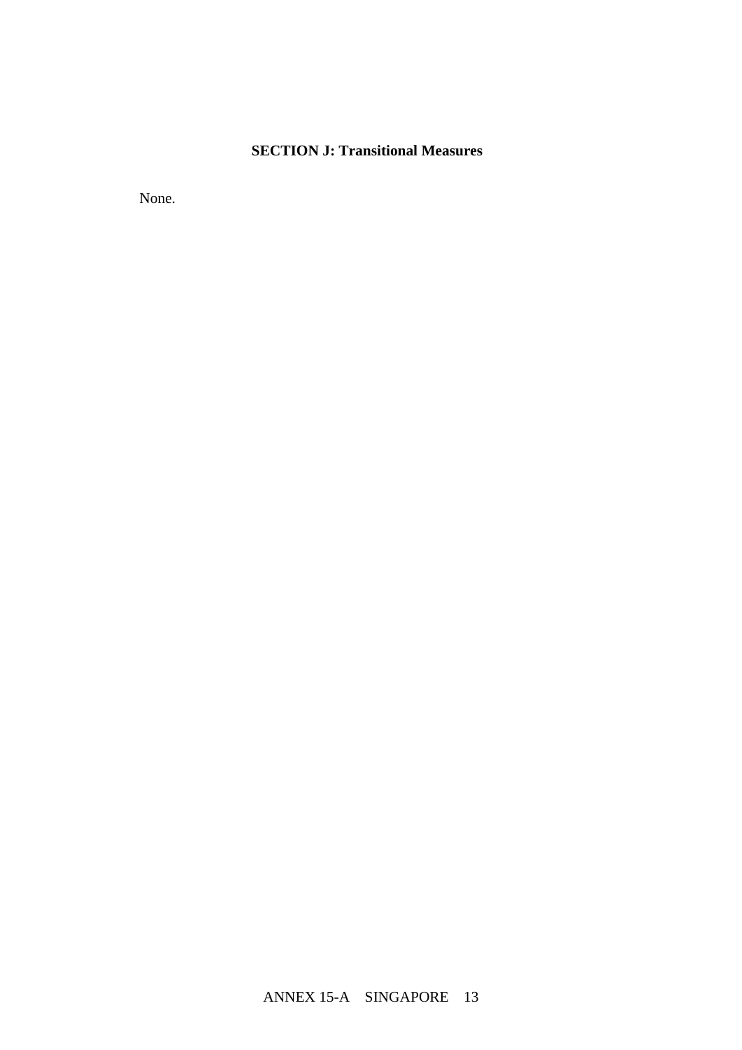## SECTION J: Transitional Measures

None.